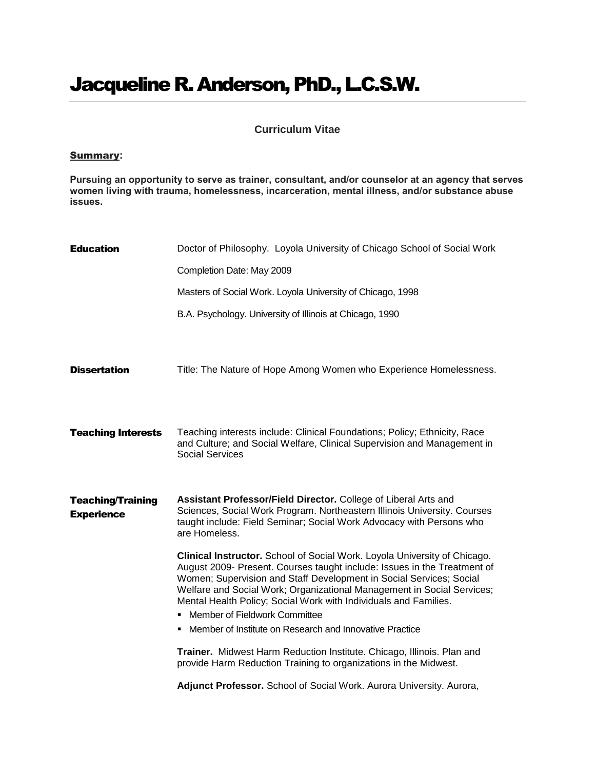# Jacqueline R. Anderson, PhD., L.C.S.W.

**Curriculum Vitae**

**Summary:**

**Pursuing an opportunity to serve as trainer, consultant, and/or counselor at an agency that serves women living with trauma, homelessness, incarceration, mental illness, and/or substance abuse issues.**

## Education

Doctor of Philosophy. Loyola University of Chicago School of Social Work

Completion Date: May 2009

Masters of Social Work. Loyola University of Chicago, 1998

B.A. Psychology. University of Illinois at Chicago, 1990

## Dissertation

Title: The Nature of Hope Among Women who Experience Homelessness.

## Teaching Interests

Teaching interests include: Clinical Foundations; Policy; Ethnicity, Race and Culture; and Social Welfare, Clinical Supervision and Management in Social Services

## Teaching/Training Experience

**Assistant Professor/Field Director.** College of Liberal Arts and Sciences, Social Work Program. Northeastern Illinois University. Courses taught include: Field Seminar; Social Work Advocacy with Persons who are Homeless.

**Clinical Instructor.** School of Social Work. Loyola University of Chicago. August 2009- Present. Courses taught include: Issues in the Treatment of Women; Supervision and Staff Development in Social Services; Social Welfare and Social Work; Organizational Management in Social Services; Mental Health Policy; Social Work with Individuals and Families.

- Member of Fieldwork Committee
- Member of Institute on Research and Innovative Practice

**Trainer.** Midwest Harm Reduction Institute. Chicago, Illinois. Plan and provide Harm Reduction Training to organizations in the Midwest.

**Adjunct Professor.** School of Social Work. Aurora University. Aurora,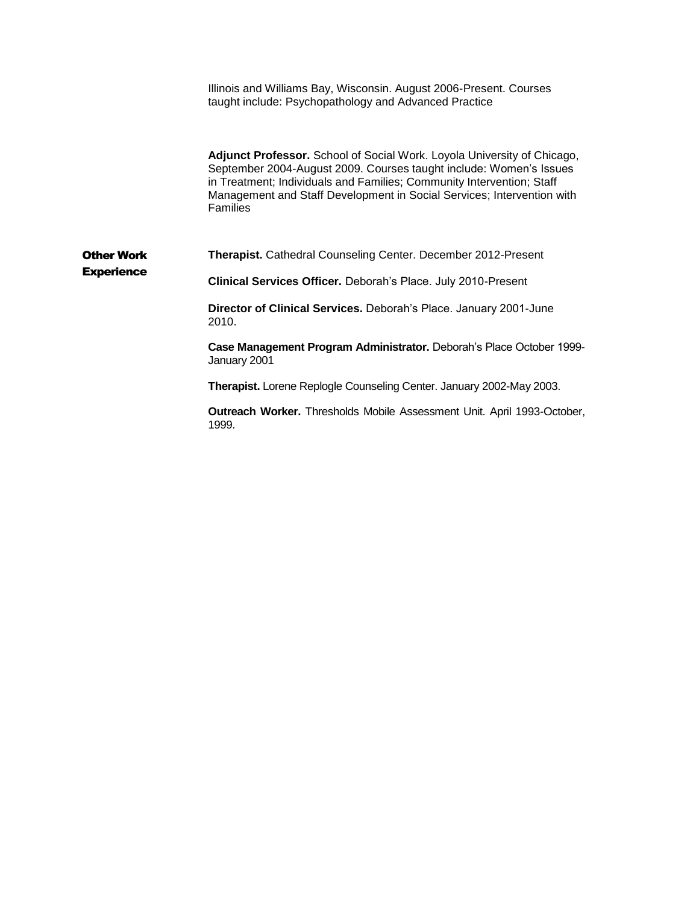Illinois and Williams Bay, Wisconsin. August 2006-Present. Courses taught include: Psychopathology and Advanced Practice

**Adjunct Professor.** School of Social Work. Loyola University of Chicago, September 2004-August 2009. Courses taught include: Women's Issues in Treatment; Individuals and Families; Community Intervention; Staff Management and Staff Development in Social Services; Intervention with Families

## Other Work Experience

**Therapist.** Cathedral Counseling Center. December 2012-Present

**Clinical Services Officer.** Deborah's Place. July 2010-Present

**Director of Clinical Services.** Deborah's Place. January 2001-June 2010.

**Case Management Program Administrator.** Deborah's Place October 1999-January 2001

**Therapist.** Lorene Replogle Counseling Center. January 2002-May 2003.

**Outreach Worker.** Thresholds Mobile Assessment Unit. April 1993-October, 1999.